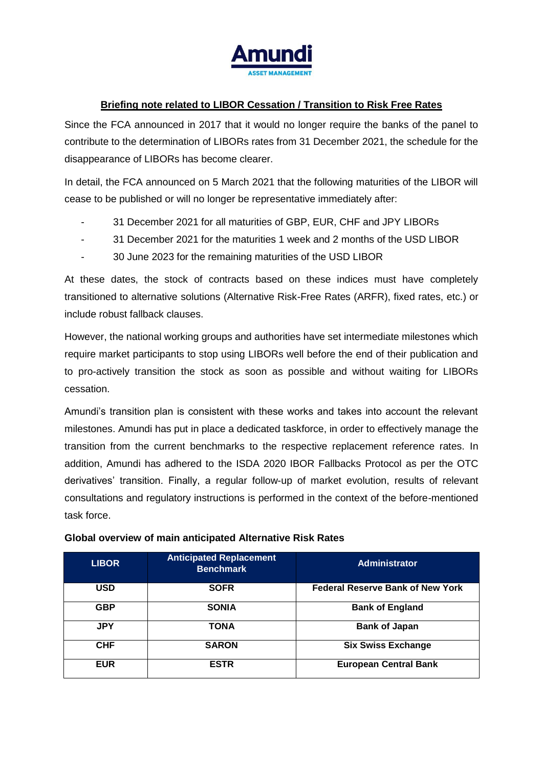Amundi
ASSET MANAGEMENT

# Briefing note related to LIBOR Cessation / Transition to Risk Free Rates

Since the FCA announced in 2017 that it would no longer require the banks of the panel to contribute to the determination of LIBORs rates from 31 December 2021, the schedule for the disappearance of LIBORs has become clearer.

In detail, the FCA announced on 5 March 2021 that the following maturities of the LIBOR will cease to be published or will no longer be representative immediately after:

- 31 December 2021 for all maturities of GBP, EUR, CHF and JPY LIBORs
- 31 December 2021 for the maturities 1 week and 2 months of the USD LIBOR
- 30 June 2023 for the remaining maturities of the USD LIBOR

At these dates, the stock of contracts based on these indices must have completely transitioned to alternative solutions (Alternative Risk-Free Rates (ARFR), fixed rates, etc.) or include robust fallback clauses.

However, the national working groups and authorities have set intermediate milestones which require market participants to stop using LIBORs well before the end of their publication and to pro-actively transition the stock as soon as possible and without waiting for LIBORs cessation.

Amundi's transition plan is consistent with these works and takes into account the relevant milestones. Amundi has put in place a dedicated taskforce, in order to effectively manage the transition from the current benchmarks to the respective replacement reference rates. In addition, Amundi has adhered to the ISDA 2020 IBOR Fallbacks Protocol as per the OTC derivatives' transition. Finally, a regular follow-up of market evolution, results of relevant consultations and regulatory instructions is performed in the context of the before-mentioned task force.

**Global overview of main anticipated Alternative Risk Rates**

| LIBOR | Anticipated Replacement Benchmark | Administrator |
|---|---|---|
| **USD** | **SOFR** | **Federal Reserve Bank of New York** |
| **GBP** | **SONIA** | **Bank of England** |
| **JPY** | **TONA** | **Bank of Japan** |
| **CHF** | **SARON** | **Six Swiss Exchange** |
| **EUR** | **ESTR** | **European Central Bank** |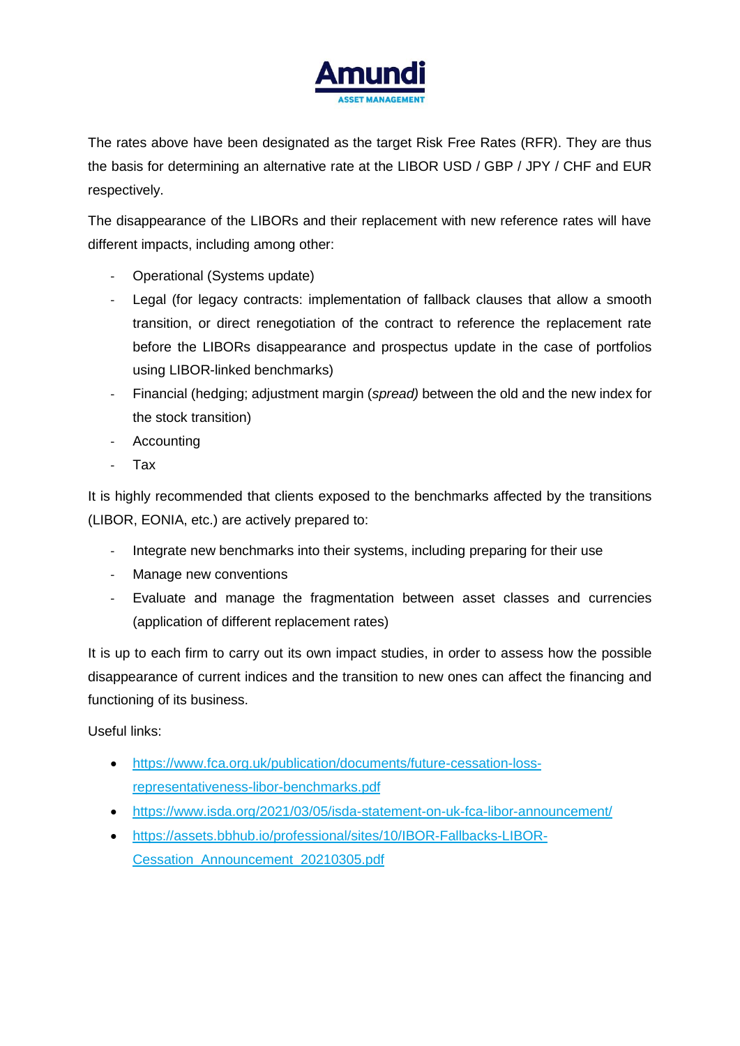The rates above have been designated as the target Risk Free Rates (RFR). They are thus the basis for determining an alternative rate at the LIBOR USD / GBP / JPY / CHF and EUR respectively.

The disappearance of the LIBORs and their replacement with new reference rates will have different impacts, including among other:

- Operational (Systems update)
- Legal (for legacy contracts: implementation of fallback clauses that allow a smooth transition, or direct renegotiation of the contract to reference the replacement rate before the LIBORs disappearance and prospectus update in the case of portfolios using LIBOR-linked benchmarks)
- Financial (hedging; adjustment margin (*spread)* between the old and the new index for the stock transition)
- Accounting
- Tax

It is highly recommended that clients exposed to the benchmarks affected by the transitions (LIBOR, EONIA, etc.) are actively prepared to:

- Integrate new benchmarks into their systems, including preparing for their use
- Manage new conventions
- Evaluate and manage the fragmentation between asset classes and currencies (application of different replacement rates)

It is up to each firm to carry out its own impact studies, in order to assess how the possible disappearance of current indices and the transition to new ones can affect the financing and functioning of its business.

Useful links:

- https://www.fca.org.uk/publication/documents/future-cessation-loss-representativeness-libor-benchmarks.pdf
- https://www.isda.org/2021/03/05/isda-statement-on-uk-fca-libor-announcement/
- https://assets.bbhub.io/professional/sites/10/IBOR-Fallbacks-LIBOR-Cessation_Announcement_20210305.pdf